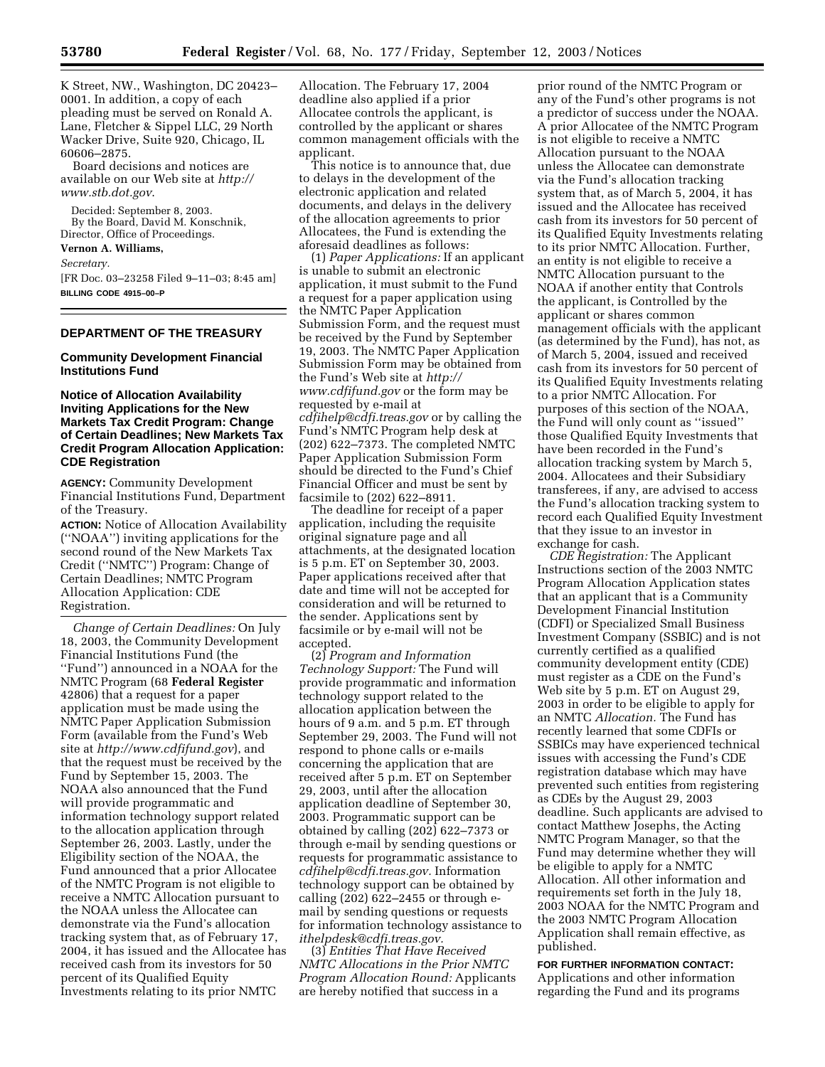K Street, NW., Washington, DC 20423–0001. In addition, a copy of each pleading must be served on Ronald A. Lane, Fletcher & Sippel LLC, 29 North Wacker Drive, Suite 920, Chicago, IL 60606–2875.

Board decisions and notices are available on our Web site at *http://www.stb.dot.gov*.

Decided: September 8, 2003.

By the Board, David M. Konschnik, Director, Office of Proceedings.

**Vernon A. Williams,**

*Secretary.*

[FR Doc. 03–23258 Filed 9–11–03; 8:45 am]

**BILLING CODE 4915–00–P**

## DEPARTMENT OF THE TREASURY

### Community Development Financial Institutions Fund

### Notice of Allocation Availability Inviting Applications for the New Markets Tax Credit Program: Change of Certain Deadlines; New Markets Tax Credit Program Allocation Application: CDE Registration

**AGENCY:** Community Development Financial Institutions Fund, Department of the Treasury.

**ACTION:** Notice of Allocation Availability (''NOAA'') inviting applications for the second round of the New Markets Tax Credit (''NMTC'') Program: Change of Certain Deadlines; NMTC Program Allocation Application: CDE Registration.

*Change of Certain Deadlines:* On July 18, 2003, the Community Development Financial Institutions Fund (the ''Fund'') announced in a NOAA for the NMTC Program (68 **Federal Register** 42806) that a request for a paper application must be made using the NMTC Paper Application Submission Form (available from the Fund's Web site at *http://www.cdfifund.gov*), and that the request must be received by the Fund by September 15, 2003. The NOAA also announced that the Fund will provide programmatic and information technology support related to the allocation application through September 26, 2003. Lastly, under the Eligibility section of the NOAA, the Fund announced that a prior Allocatee of the NMTC Program is not eligible to receive a NMTC Allocation pursuant to the NOAA unless the Allocatee can demonstrate via the Fund's allocation tracking system that, as of February 17, 2004, it has issued and the Allocatee has received cash from its investors for 50 percent of its Qualified Equity Investments relating to its prior NMTC Allocation. The February 17, 2004 deadline also applied if a prior Allocatee controls the applicant, is controlled by the applicant or shares common management officials with the applicant.

This notice is to announce that, due to delays in the development of the electronic application and related documents, and delays in the delivery of the allocation agreements to prior Allocatees, the Fund is extending the aforesaid deadlines as follows:

(1) *Paper Applications:* If an applicant is unable to submit an electronic application, it must submit to the Fund a request for a paper application using the NMTC Paper Application Submission Form, and the request must be received by the Fund by September 19, 2003. The NMTC Paper Application Submission Form may be obtained from the Fund's Web site at *http://www.cdfifund.gov* or the form may be requested by e-mail at *cdfihelp@cdfi.treas.gov* or by calling the Fund's NMTC Program help desk at (202) 622–7373. The completed NMTC Paper Application Submission Form should be directed to the Fund's Chief Financial Officer and must be sent by facsimile to (202) 622–8911.

The deadline for receipt of a paper application, including the requisite original signature page and all attachments, at the designated location is 5 p.m. ET on September 30, 2003. Paper applications received after that date and time will not be accepted for consideration and will be returned to the sender. Applications sent by facsimile or by e-mail will not be accepted.

(2) *Program and Information Technology Support:* The Fund will provide programmatic and information technology support related to the allocation application between the hours of 9 a.m. and 5 p.m. ET through September 29, 2003. The Fund will not respond to phone calls or e-mails concerning the application that are received after 5 p.m. ET on September 29, 2003, until after the allocation application deadline of September 30, 2003. Programmatic support can be obtained by calling (202) 622–7373 or through e-mail by sending questions or requests for programmatic assistance to *cdfihelp@cdfi.treas.gov.* Information technology support can be obtained by calling (202) 622–2455 or through e-mail by sending questions or requests for information technology assistance to *ithelpdesk@cdfi.treas.gov.*

(3) *Entities That Have Received NMTC Allocations in the Prior NMTC Program Allocation Round:* Applicants are hereby notified that success in a prior round of the NMTC Program or any of the Fund's other programs is not a predictor of success under the NOAA. A prior Allocatee of the NMTC Program is not eligible to receive a NMTC Allocation pursuant to the NOAA unless the Allocatee can demonstrate via the Fund's allocation tracking system that, as of March 5, 2004, it has issued and the Allocatee has received cash from its investors for 50 percent of its Qualified Equity Investments relating to its prior NMTC Allocation. Further, an entity is not eligible to receive a NMTC Allocation pursuant to the NOAA if another entity that Controls the applicant, is Controlled by the applicant or shares common management officials with the applicant (as determined by the Fund), has not, as of March 5, 2004, issued and received cash from its investors for 50 percent of its Qualified Equity Investments relating to a prior NMTC Allocation. For purposes of this section of the NOAA, the Fund will only count as ''issued'' those Qualified Equity Investments that have been recorded in the Fund's allocation tracking system by March 5, 2004. Allocatees and their Subsidiary transferees, if any, are advised to access the Fund's allocation tracking system to record each Qualified Equity Investment that they issue to an investor in exchange for cash.

*CDE Registration:* The Applicant Instructions section of the 2003 NMTC Program Allocation Application states that an applicant that is a Community Development Financial Institution (CDFI) or Specialized Small Business Investment Company (SSBIC) and is not currently certified as a qualified community development entity (CDE) must register as a CDE on the Fund's Web site by 5 p.m. ET on August 29, 2003 in order to be eligible to apply for an NMTC *Allocation.* The Fund has recently learned that some CDFIs or SSBICs may have experienced technical issues with accessing the Fund's CDE registration database which may have prevented such entities from registering as CDEs by the August 29, 2003 deadline. Such applicants are advised to contact Matthew Josephs, the Acting NMTC Program Manager, so that the Fund may determine whether they will be eligible to apply for a NMTC Allocation. All other information and requirements set forth in the July 18, 2003 NOAA for the NMTC Program and the 2003 NMTC Program Allocation Application shall remain effective, as published.

**FOR FURTHER INFORMATION CONTACT:** Applications and other information regarding the Fund and its programs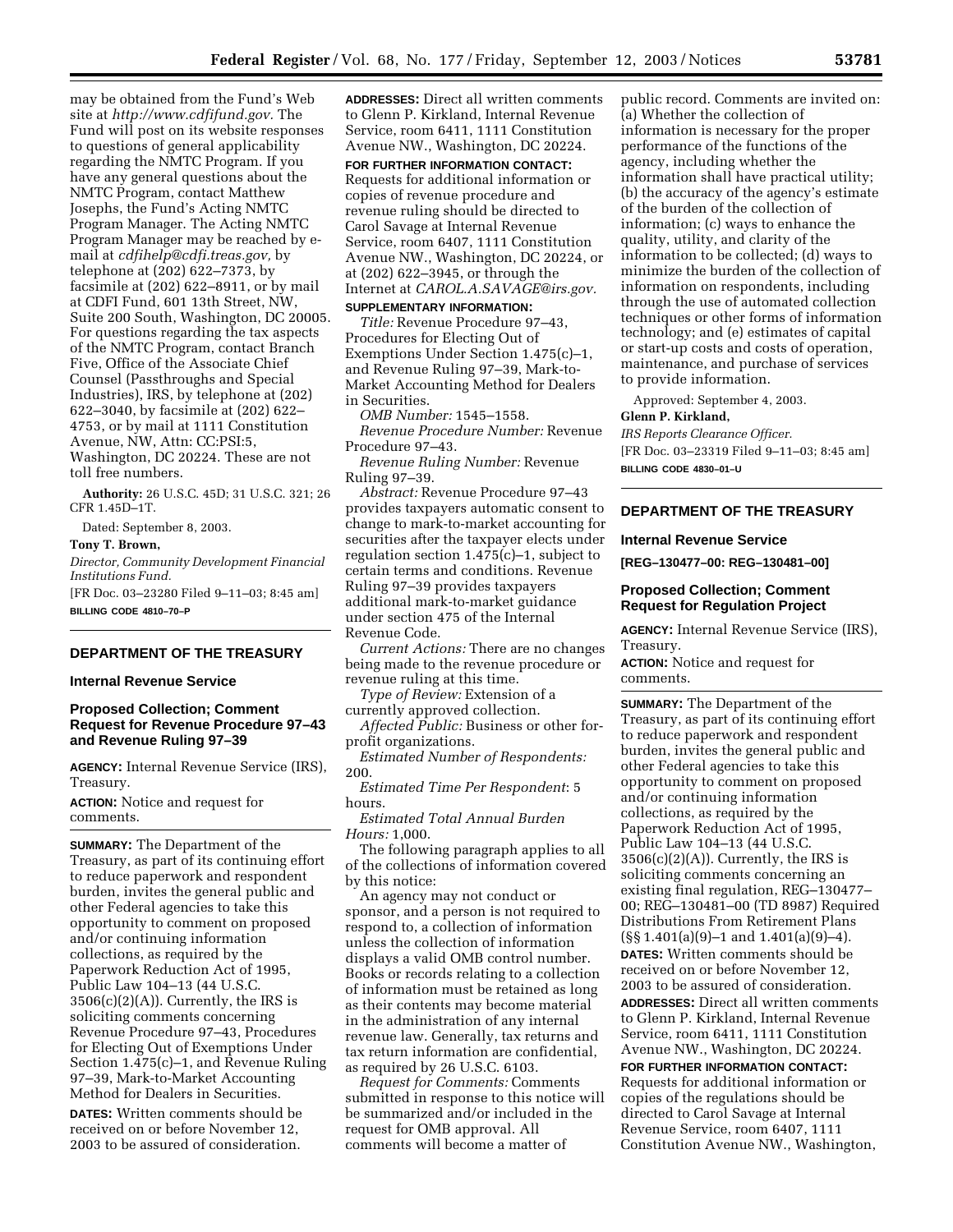may be obtained from the Fund's Web site at *http://www.cdfifund.gov.* The Fund will post on its website responses to questions of general applicability regarding the NMTC Program. If you have any general questions about the NMTC Program, contact Matthew Josephs, the Fund's Acting NMTC Program Manager. The Acting NMTC Program Manager may be reached by e-mail at *cdfihelp@cdfi.treas.gov,* by telephone at (202) 622–7373, by facsimile at (202) 622–8911, or by mail at CDFI Fund, 601 13th Street, NW, Suite 200 South, Washington, DC 20005. For questions regarding the tax aspects of the NMTC Program, contact Branch Five, Office of the Associate Chief Counsel (Passthroughs and Special Industries), IRS, by telephone at (202) 622–3040, by facsimile at (202) 622–4753, or by mail at 1111 Constitution Avenue, NW, Attn: CC:PSI:5, Washington, DC 20224. These are not toll free numbers.

**Authority:** 26 U.S.C. 45D; 31 U.S.C. 321; 26 CFR 1.45D–1T.

Dated: September 8, 2003.

**Tony T. Brown,**

*Director, Community Development Financial Institutions Fund.*

[FR Doc. 03–23280 Filed 9–11–03; 8:45 am]

**BILLING CODE 4810–70–P**

## DEPARTMENT OF THE TREASURY

### Internal Revenue Service

### Proposed Collection; Comment Request for Revenue Procedure 97–43 and Revenue Ruling 97–39

**AGENCY:** Internal Revenue Service (IRS), Treasury.

**ACTION:** Notice and request for comments.

**SUMMARY:** The Department of the Treasury, as part of its continuing effort to reduce paperwork and respondent burden, invites the general public and other Federal agencies to take this opportunity to comment on proposed and/or continuing information collections, as required by the Paperwork Reduction Act of 1995, Public Law 104–13 (44 U.S.C. 3506(c)(2)(A)). Currently, the IRS is soliciting comments concerning Revenue Procedure 97–43, Procedures for Electing Out of Exemptions Under Section 1.475(c)–1, and Revenue Ruling 97–39, Mark-to-Market Accounting Method for Dealers in Securities.

**DATES:** Written comments should be received on or before November 12, 2003 to be assured of consideration.

**ADDRESSES:** Direct all written comments to Glenn P. Kirkland, Internal Revenue Service, room 6411, 1111 Constitution Avenue NW., Washington, DC 20224.

**FOR FURTHER INFORMATION CONTACT:** Requests for additional information or copies of revenue procedure and revenue ruling should be directed to Carol Savage at Internal Revenue Service, room 6407, 1111 Constitution Avenue NW., Washington, DC 20224, or at (202) 622–3945, or through the Internet at *CAROL.A.SAVAGE@irs.gov.*

**SUPPLEMENTARY INFORMATION:**

*Title:* Revenue Procedure 97–43, Procedures for Electing Out of Exemptions Under Section 1.475(c)–1, and Revenue Ruling 97–39, Mark-to-Market Accounting Method for Dealers in Securities.

*OMB Number:* 1545–1558.

*Revenue Procedure Number:* Revenue Procedure 97–43.

*Revenue Ruling Number:* Revenue Ruling 97–39.

*Abstract:* Revenue Procedure 97–43 provides taxpayers automatic consent to change to mark-to-market accounting for securities after the taxpayer elects under regulation section 1.475(c)–1, subject to certain terms and conditions. Revenue Ruling 97–39 provides taxpayers additional mark-to-market guidance under section 475 of the Internal Revenue Code.

*Current Actions:* There are no changes being made to the revenue procedure or revenue ruling at this time.

*Type of Review:* Extension of a currently approved collection.

*Affected Public:* Business or other for-profit organizations.

*Estimated Number of Respondents:* 200.

*Estimated Time Per Respondent*: 5 hours.

*Estimated Total Annual Burden Hours:* 1,000.

The following paragraph applies to all of the collections of information covered by this notice:

An agency may not conduct or sponsor, and a person is not required to respond to, a collection of information unless the collection of information displays a valid OMB control number. Books or records relating to a collection of information must be retained as long as their contents may become material in the administration of any internal revenue law. Generally, tax returns and tax return information are confidential, as required by 26 U.S.C. 6103.

*Request for Comments:* Comments submitted in response to this notice will be summarized and/or included in the request for OMB approval. All comments will become a matter of public record. Comments are invited on: (a) Whether the collection of information is necessary for the proper performance of the functions of the agency, including whether the information shall have practical utility; (b) the accuracy of the agency's estimate of the burden of the collection of information; (c) ways to enhance the quality, utility, and clarity of the information to be collected; (d) ways to minimize the burden of the collection of information on respondents, including through the use of automated collection techniques or other forms of information technology; and (e) estimates of capital or start-up costs and costs of operation, maintenance, and purchase of services to provide information.

Approved: September 4, 2003.

**Glenn P. Kirkland,**

*IRS Reports Clearance Officer.*

[FR Doc. 03–23319 Filed 9–11–03; 8:45 am]

**BILLING CODE 4830–01–U**

## DEPARTMENT OF THE TREASURY

### Internal Revenue Service

**[REG–130477–00: REG–130481–00]**

### Proposed Collection; Comment Request for Regulation Project

**AGENCY:** Internal Revenue Service (IRS), Treasury.

**ACTION:** Notice and request for comments.

**SUMMARY:** The Department of the Treasury, as part of its continuing effort to reduce paperwork and respondent burden, invites the general public and other Federal agencies to take this opportunity to comment on proposed and/or continuing information collections, as required by the Paperwork Reduction Act of 1995, Public Law 104–13 (44 U.S.C. 3506(c)(2)(A)). Currently, the IRS is soliciting comments concerning an existing final regulation, REG–130477–00; REG–130481–00 (TD 8987) Required Distributions From Retirement Plans (§§ 1.401(a)(9)–1 and 1.401(a)(9)–4).

**DATES:** Written comments should be received on or before November 12, 2003 to be assured of consideration.

**ADDRESSES:** Direct all written comments to Glenn P. Kirkland, Internal Revenue Service, room 6411, 1111 Constitution Avenue NW., Washington, DC 20224.

**FOR FURTHER INFORMATION CONTACT:** Requests for additional information or copies of the regulations should be directed to Carol Savage at Internal Revenue Service, room 6407, 1111 Constitution Avenue NW., Washington,